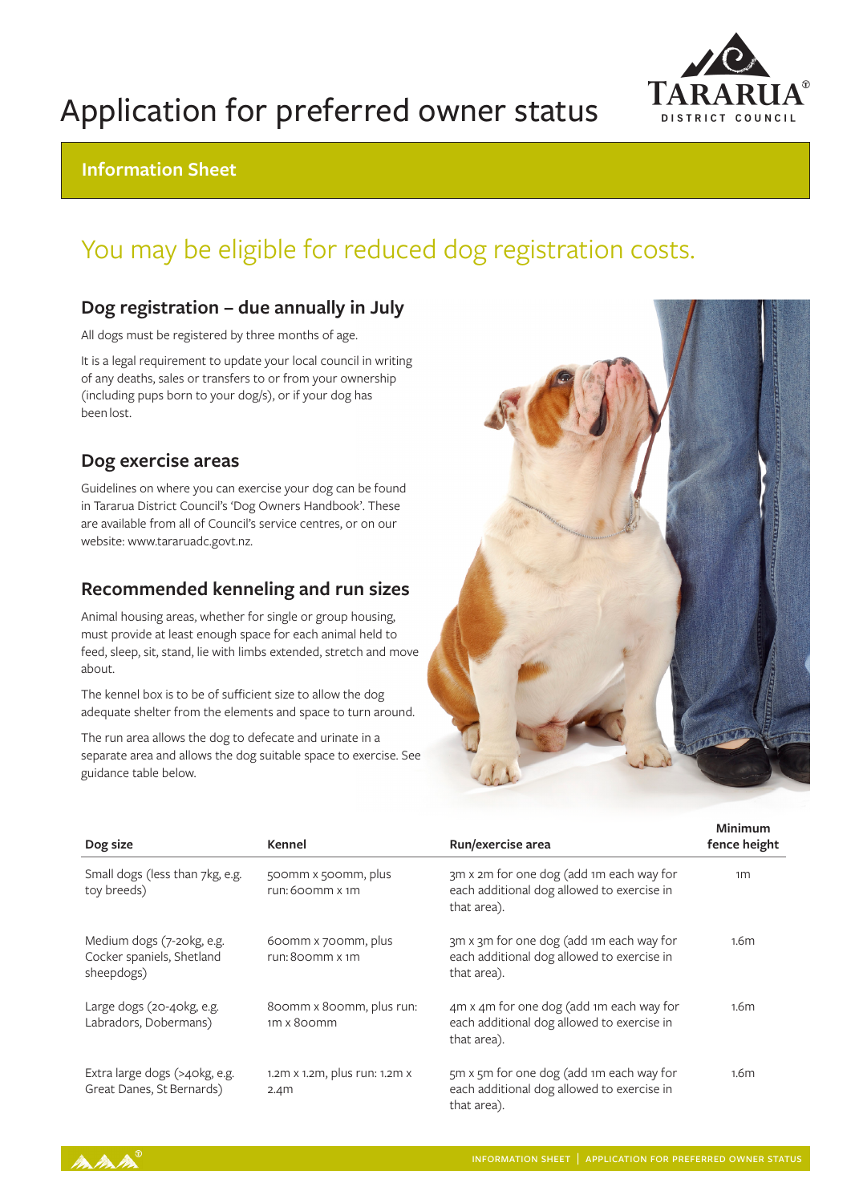# Application for preferred owner status

## Information Sheet

## You may be eligible for reduced dog registration costs.

### Dog registration – due annually in July

All dogs must be registered by three months of age.

It is a legal requirement to update your local council in writing of any deaths, sales or transfers to or from your ownership (including pups born to your dog/s), or if your dog has been lost.

### Dog exercise areas

Guidelines on where you can exercise your dog can be found in Tararua District Council's 'Dog Owners Handbook'. These are available from all of Council's service centres, or on our website: www.tararuadc.govt.nz.

### Recommended kenneling and run sizes

Animal housing areas, whether for single or group housing, must provide at least enough space for each animal held to feed, sleep, sit, stand, lie with limbs extended, stretch and move about.

The kennel box is to be of sufficient size to allow the dog adequate shelter from the elements and space to turn around.

The run area allows the dog to defecate and urinate in a separate area and allows the dog suitable space to exercise. See guidance table below.

| Dog size | Kennel | Run/exercise area | Minimum fence height |
|---|---|---|---|
| Small dogs (less than 7kg, e.g. toy breeds) | 500mm x 500mm, plus run: 600mm x 1m | 3m x 2m for one dog (add 1m each way for each additional dog allowed to exercise in that area). | 1m |
| Medium dogs (7-20kg, e.g. Cocker spaniels, Shetland sheepdogs) | 600mm x 700mm, plus run: 800mm x 1m | 3m x 3m for one dog (add 1m each way for each additional dog allowed to exercise in that area). | 1.6m |
| Large dogs (20-40kg, e.g. Labradors, Dobermans) | 800mm x 800mm, plus run: 1m x 800mm | 4m x 4m for one dog (add 1m each way for each additional dog allowed to exercise in that area). | 1.6m |
| Extra large dogs (>40kg, e.g. Great Danes, St Bernards) | 1.2m x 1.2m, plus run: 1.2m x 2.4m | 5m x 5m for one dog (add 1m each way for each additional dog allowed to exercise in that area). | 1.6m |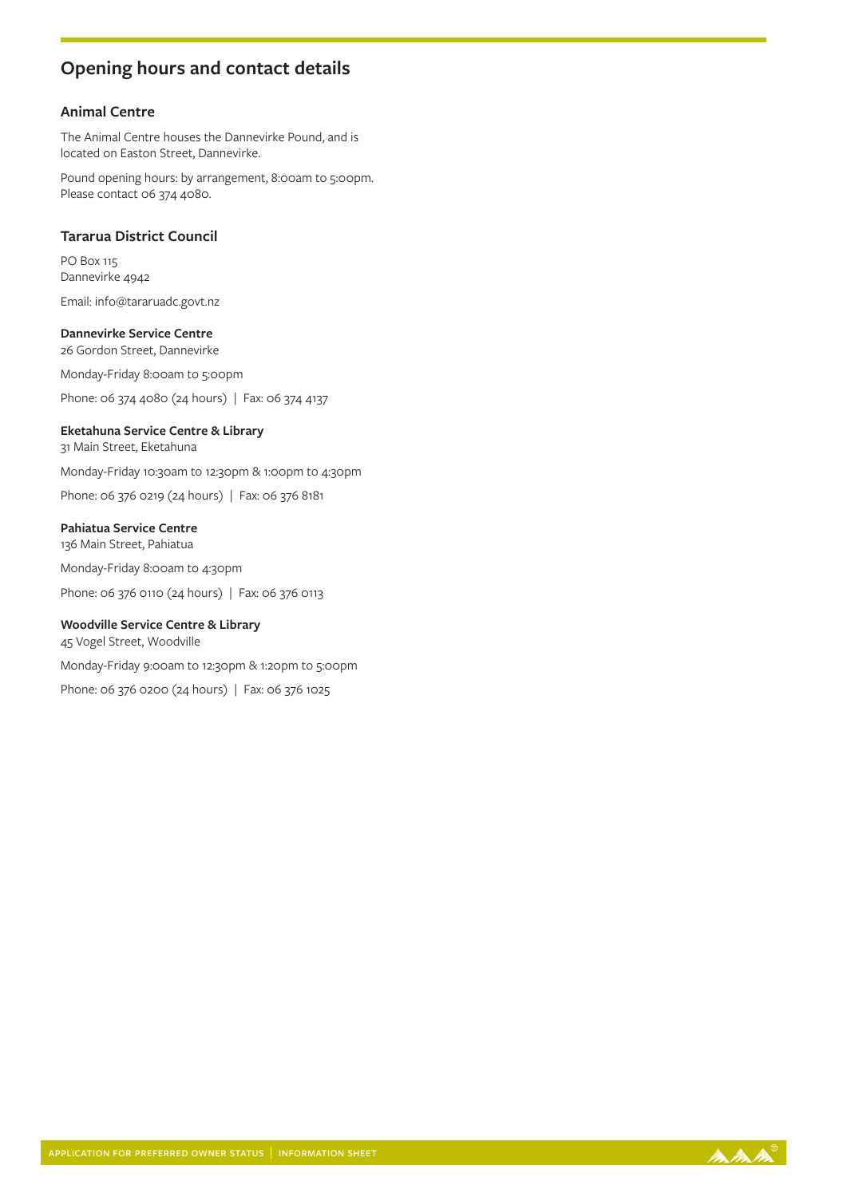## Opening hours and contact details

### Animal Centre

The Animal Centre houses the Dannevirke Pound, and is located on Easton Street, Dannevirke.

Pound opening hours: by arrangement, 8:00am to 5:00pm. Please contact 06 374 4080.

### Tararua District Council

PO Box 115
Dannevirke 4942

Email: info@tararuadc.govt.nz

**Dannevirke Service Centre**
26 Gordon Street, Dannevirke

Monday-Friday 8:00am to 5:00pm

Phone: 06 374 4080 (24 hours) | Fax: 06 374 4137

**Eketahuna Service Centre & Library**
31 Main Street, Eketahuna

Monday-Friday 10:30am to 12:30pm & 1:00pm to 4:30pm

Phone: 06 376 0219 (24 hours) | Fax: 06 376 8181

**Pahiatua Service Centre**
136 Main Street, Pahiatua

Monday-Friday 8:00am to 4:30pm

Phone: 06 376 0110 (24 hours) | Fax: 06 376 0113

**Woodville Service Centre & Library**
45 Vogel Street, Woodville

Monday-Friday 9:00am to 12:30pm & 1:20pm to 5:00pm

Phone: 06 376 0200 (24 hours) | Fax: 06 376 1025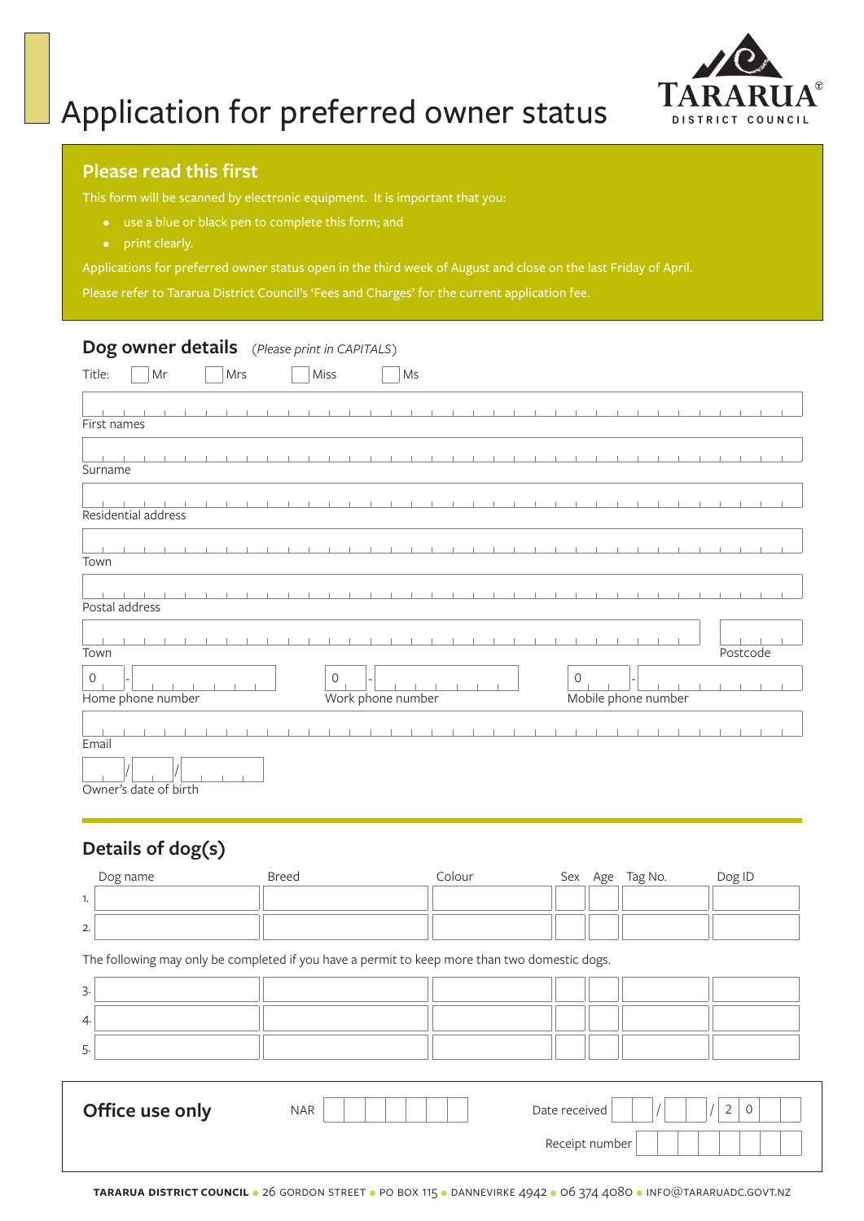# Application for preferred owner status

TARARUA DISTRICT COUNCIL

## Please read this first

This form will be scanned by electronic equipment. It is important that you:

- use a blue or black pen to complete this form; and
- print clearly.

Applications for preferred owner status open in the third week of August and close on the last Friday of April.

Please refer to Tararua District Council's 'Fees and Charges' for the current application fee.

## Dog owner details *(Please print in CAPITALS)*

Title: ☐ Mr ☐ Mrs ☐ Miss ☐ Ms

First names

Surname

Residential address

Town

Postal address

Town

Postcode

0 - Home phone number

0 - Work phone number

0 - Mobile phone number

Email

/ / Owner's date of birth

## Details of dog(s)

| | Dog name | Breed | Colour | Sex | Age | Tag No. | Dog ID |
|---|---|---|---|---|---|---|---|
| 1. | | | | | | | |
| 2. | | | | | | | |

The following may only be completed if you have a permit to keep more than two domestic dogs.

| | Dog name | Breed | Colour | Sex | Age | Tag No. | Dog ID |
|---|---|---|---|---|---|---|---|
| 3. | | | | | | | |
| 4. | | | | | | | |
| 5. | | | | | | | |

## Office use only

NAR

Date received / / 2 0

Receipt number

**TARARUA DISTRICT COUNCIL** • 26 GORDON STREET • PO BOX 115 • DANNEVIRKE 4942 • 06 374 4080 • INFO@TARARUADC.GOVT.NZ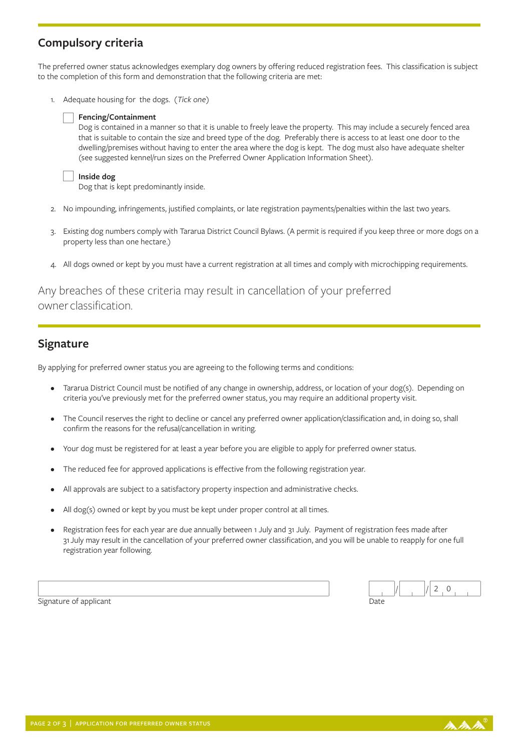## Compulsory criteria

The preferred owner status acknowledges exemplary dog owners by offering reduced registration fees. This classification is subject to the completion of this form and demonstration that the following criteria are met:

1. Adequate housing for the dogs. (*Tick one*)

   ☐ **Fencing/Containment**
   Dog is contained in a manner so that it is unable to freely leave the property. This may include a securely fenced area that is suitable to contain the size and breed type of the dog. Preferably there is access to at least one door to the dwelling/premises without having to enter the area where the dog is kept. The dog must also have adequate shelter (see suggested kennel/run sizes on the Preferred Owner Application Information Sheet).

   ☐ **Inside dog**
   Dog that is kept predominantly inside.

2. No impounding, infringements, justified complaints, or late registration payments/penalties within the last two years.

3. Existing dog numbers comply with Tararua District Council Bylaws. (A permit is required if you keep three or more dogs on a property less than one hectare.)

4. All dogs owned or kept by you must have a current registration at all times and comply with microchipping requirements.

Any breaches of these criteria may result in cancellation of your preferred owner classification.

## Signature

By applying for preferred owner status you are agreeing to the following terms and conditions:

- Tararua District Council must be notified of any change in ownership, address, or location of your dog(s). Depending on criteria you've previously met for the preferred owner status, you may require an additional property visit.
- The Council reserves the right to decline or cancel any preferred owner application/classification and, in doing so, shall confirm the reasons for the refusal/cancellation in writing.
- Your dog must be registered for at least a year before you are eligible to apply for preferred owner status.
- The reduced fee for approved applications is effective from the following registration year.
- All approvals are subject to a satisfactory property inspection and administrative checks.
- All dog(s) owned or kept by you must be kept under proper control at all times.
- Registration fees for each year are due annually between 1 July and 31 July. Payment of registration fees made after 31 July may result in the cancellation of your preferred owner classification, and you will be unable to reapply for one full registration year following.

Signature of applicant: ______________________________

Date: ____ / ____ / 20____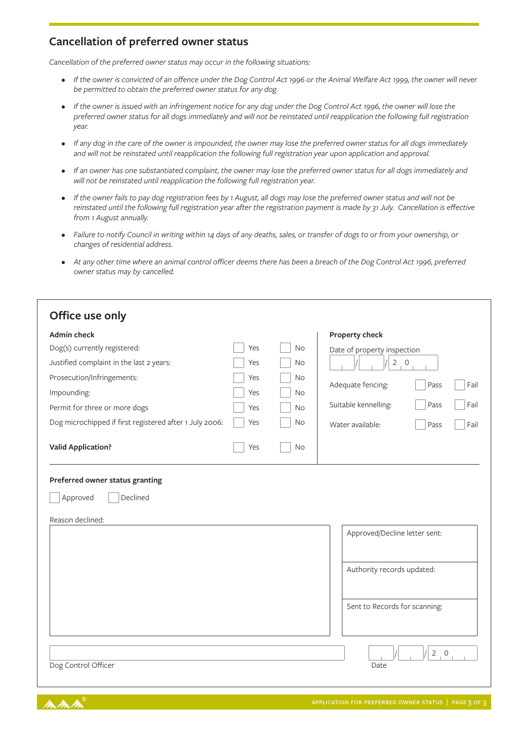## Cancellation of preferred owner status

*Cancellation of the preferred owner status may occur in the following situations:*

- *If the owner is convicted of an offence under the Dog Control Act 1996 or the Animal Welfare Act 1999, the owner will never be permitted to obtain the preferred owner status for any dog.*
- *If the owner is issued with an infringement notice for any dog under the Dog Control Act 1996, the owner will lose the preferred owner status for all dogs immediately and will not be reinstated until reapplication the following full registration year.*
- *If any dog in the care of the owner is impounded, the owner may lose the preferred owner status for all dogs immediately and will not be reinstated until reapplication the following full registration year upon application and approval.*
- *If an owner has one substantiated complaint, the owner may lose the preferred owner status for all dogs immediately and will not be reinstated until reapplication the following full registration year.*
- *If the owner fails to pay dog registration fees by 1 August, all dogs may lose the preferred owner status and will not be reinstated until the following full registration year after the registration payment is made by 31 July. Cancellation is effective from 1 August annually.*
- *Failure to notify Council in writing within 14 days of any deaths, sales, or transfer of dogs to or from your ownership, or changes of residential address.*
- *At any other time where an animal control officer deems there has been a breach of the Dog Control Act 1996, preferred owner status may by cancelled.*

## Office use only

**Admin check**

| | | |
|---|---|---|
| Dog(s) currently registered: | ☐ Yes | ☐ No |
| Justified complaint in the last 2 years: | ☐ Yes | ☐ No |
| Prosecution/Infringements: | ☐ Yes | ☐ No |
| Impounding: | ☐ Yes | ☐ No |
| Permit for three or more dogs | ☐ Yes | ☐ No |
| Dog microchipped if first registered after 1 July 2006: | ☐ Yes | ☐ No |
| **Valid Application?** | ☐ Yes | ☐ No |

**Property check**

Date of property inspection

___ / ___ / 2 0 ___

| | | |
|---|---|---|
| Adequate fencing: | ☐ Pass | ☐ Fail |
| Suitable kennelling: | ☐ Pass | ☐ Fail |
| Water available: | ☐ Pass | ☐ Fail |

**Preferred owner status granting**

☐ Approved ☐ Declined

Reason declined:

Approved/Decline letter sent:

Authority records updated:

Sent to Records for scanning:

Dog Control Officer

Date ___ / ___ / 2 0 ___